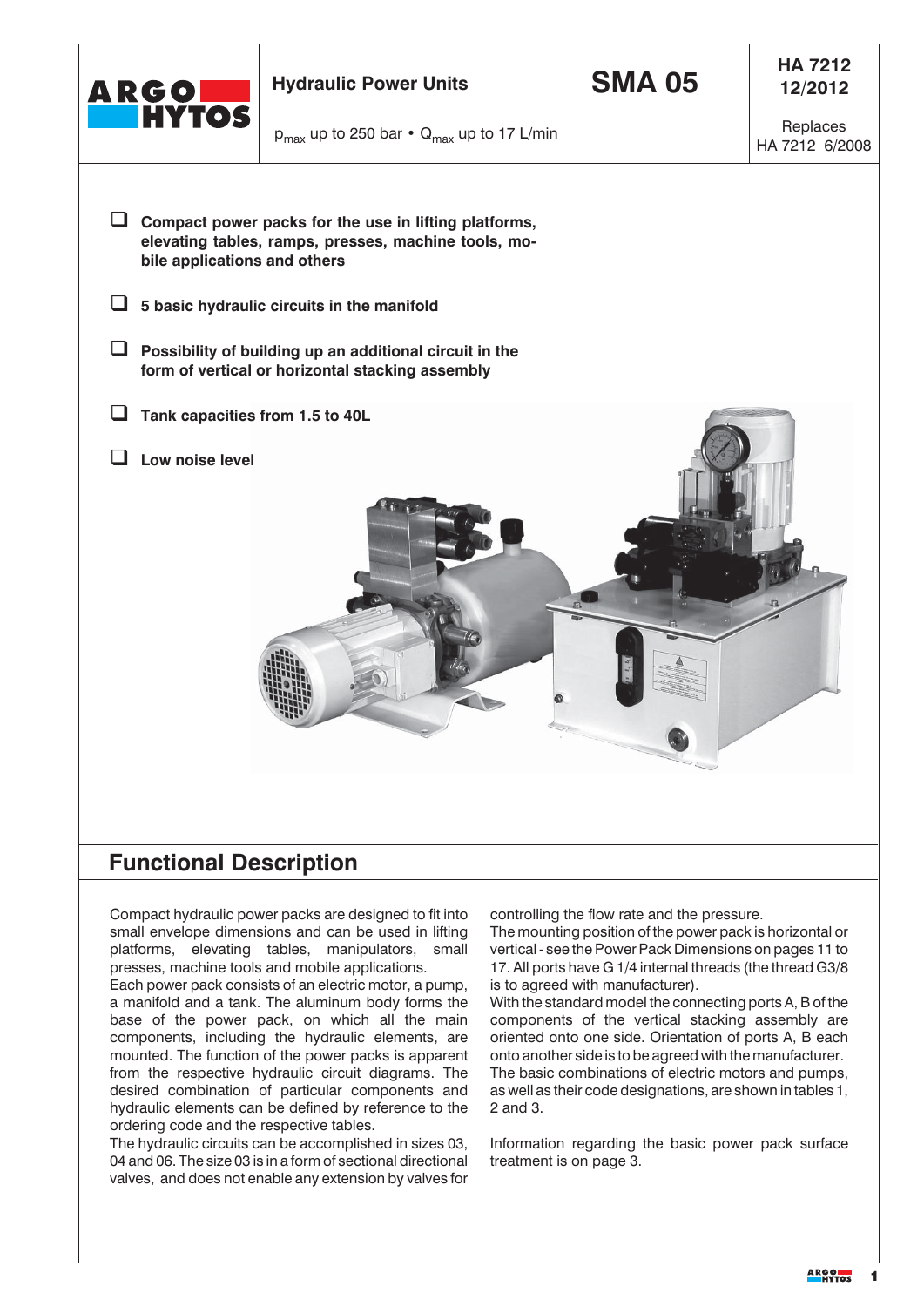# Hydraulic Power Units

# SMA 05

HA 7212
12/2012

Replaces
HA 7212 6/2008

$p_{max}$ up to 250 bar • $Q_{max}$ up to 17 L/min

- Compact power packs for the use in lifting platforms, elevating tables, ramps, presses, machine tools, mobile applications and others
- 5 basic hydraulic circuits in the manifold
- Possibility of building up an additional circuit in the form of vertical or horizontal stacking assembly
- Tank capacities from 1.5 to 40L
- Low noise level

## Functional Description

Compact hydraulic power packs are designed to fit into small envelope dimensions and can be used in lifting platforms, elevating tables, manipulators, small presses, machine tools and mobile applications.
Each power pack consists of an electric motor, a pump, a manifold and a tank. The aluminum body forms the base of the power pack, on which all the main components, including the hydraulic elements, are mounted. The function of the power packs is apparent from the respective hydraulic circuit diagrams. The desired combination of particular components and hydraulic elements can be defined by reference to the ordering code and the respective tables.
The hydraulic circuits can be accomplished in sizes 03, 04 and 06. The size 03 is in a form of sectional directional valves, and does not enable any extension by valves for controlling the flow rate and the pressure.
The mounting position of the power pack is horizontal or vertical - see the Power Pack Dimensions on pages 11 to 17. All ports have G 1/4 internal threads (the thread G3/8 is to agreed with manufacturer).
With the standard model the connecting ports A, B of the components of the vertical stacking assembly are oriented onto one side. Orientation of ports A, B each onto another side is to be agreed with the manufacturer.
The basic combinations of electric motors and pumps, as well as their code designations, are shown in tables 1, 2 and 3.

Information regarding the basic power pack surface treatment is on page 3.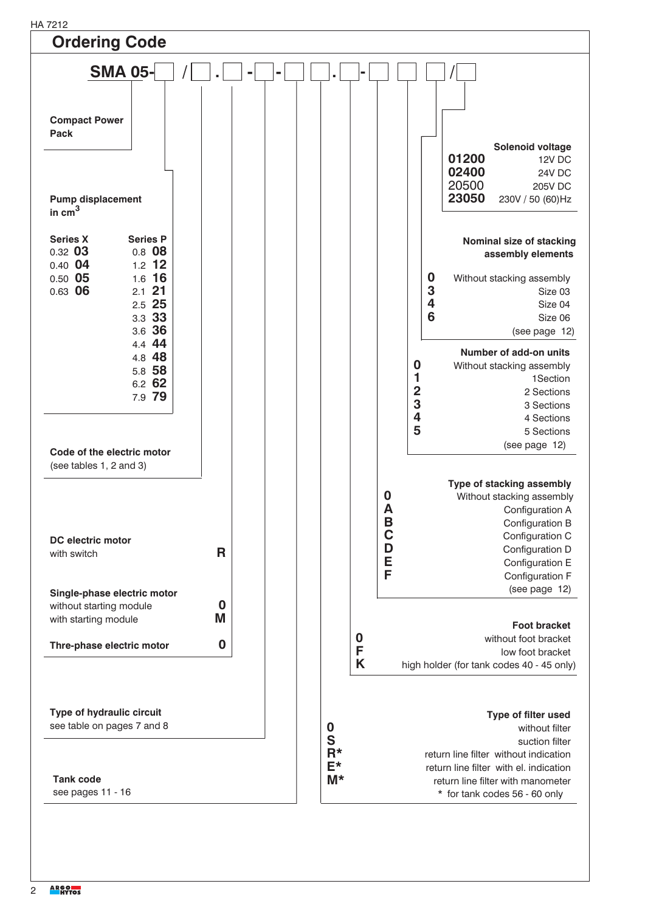## Ordering Code

```
SMA 05- □ / □ . □ - □ - □ □ . □ - □ □ □ / □
```

**Compact Power Pack**

**Pump displacement in cm³**

| Series X | | Series P | |
|---|---|---|---|
| 0.32 | **03** | 0.8 | **08** |
| 0.40 | **04** | 1.2 | **12** |
| 0.50 | **05** | 1.6 | **16** |
| 0.63 | **06** | 2.1 | **21** |
| | | 2.5 | **25** |
| | | 3.3 | **33** |
| | | 3.6 | **36** |
| | | 4.4 | **44** |
| | | 4.8 | **48** |
| | | 5.8 | **58** |
| | | 6.2 | **62** |
| | | 7.9 | **79** |

**Code of the electric motor**
(see tables 1, 2 and 3)

**DC electric motor**

| | |
|---|---|
| with switch | **R** |

**Single-phase electric motor**

| | |
|---|---|
| without starting module | **0** |
| with starting module | **M** |

**Thre-phase electric motor** **0**

**Type of hydraulic circuit**
see table on pages 7 and 8

**Tank code**
see pages 11 - 16

**Type of filter used**

| | |
|---|---|
| **0** | without filter |
| **S** | suction filter |
| **R*** | return line filter without indication |
| **E*** | return line filter with el. indication |
| **M*** | return line filter with manometer |

\* for tank codes 56 - 60 only

**Foot bracket**

| | |
|---|---|
| **0** | without foot bracket |
| **F** | low foot bracket |
| **K** | high holder (for tank codes 40 - 45 only) |

**Type of stacking assembly**

| | |
|---|---|
| **0** | Without stacking assembly |
| **A** | Configuration A |
| **B** | Configuration B |
| **C** | Configuration C |
| **D** | Configuration D |
| **E** | Configuration E |
| **F** | Configuration F |

(see page 12)

**Number of add-on units**

| | |
|---|---|
| **0** | Without stacking assembly |
| **1** | 1Section |
| **2** | 2 Sections |
| **3** | 3 Sections |
| **4** | 4 Sections |
| **5** | 5 Sections |

(see page 12)

**Nominal size of stacking assembly elements**

| | |
|---|---|
| **0** | Without stacking assembly |
| **3** | Size 03 |
| **4** | Size 04 |
| **6** | Size 06 |

(see page 12)

**Solenoid voltage**

| | |
|---|---|
| **01200** | 12V DC |
| **02400** | 24V DC |
| **20500** | 205V DC |
| **23050** | 230V / 50 (60)Hz |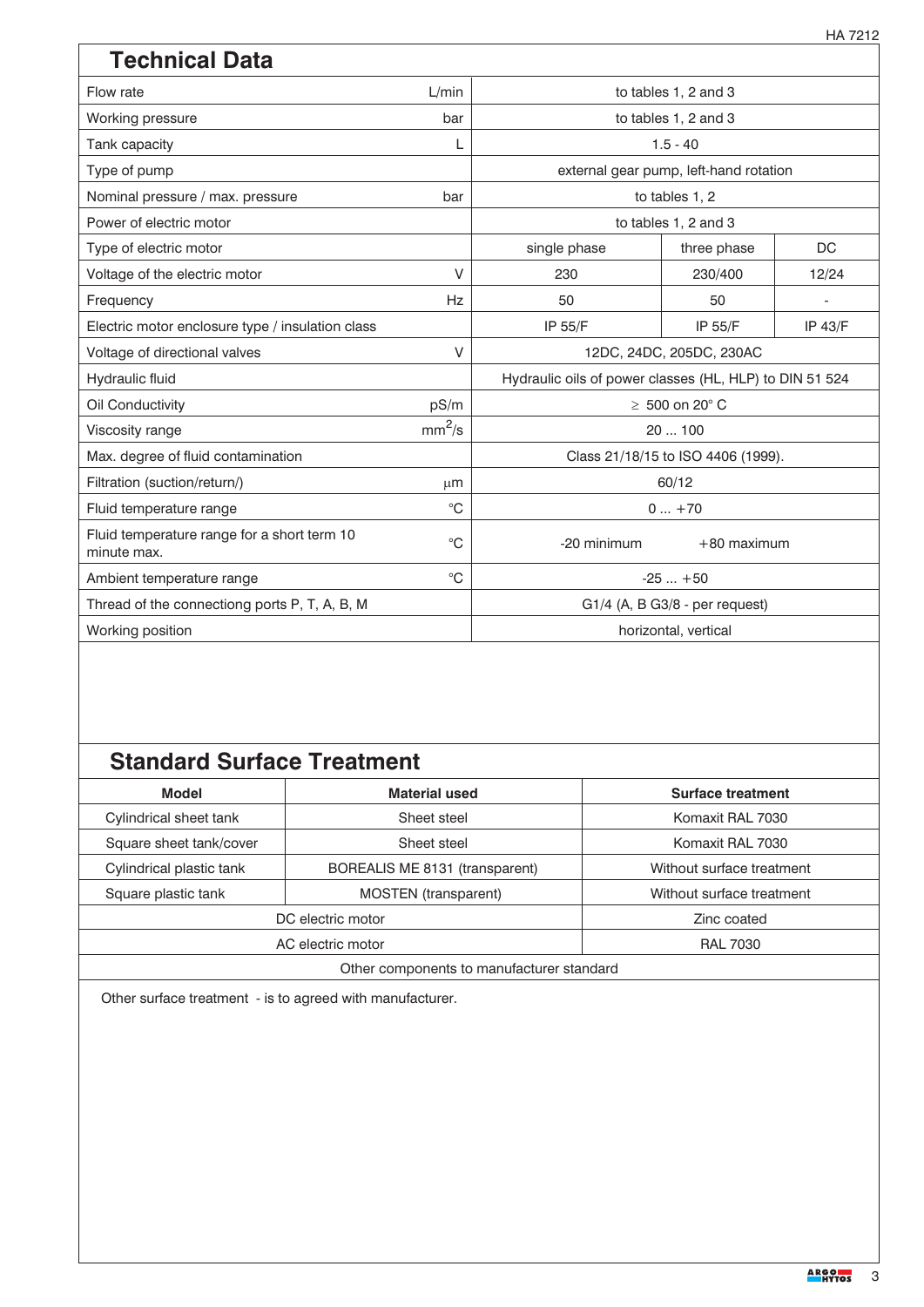## Technical Data

| Parameter | Unit | Single phase | Three phase | DC |
|---|---|---|---|---|
| Flow rate | L/min | to tables 1, 2 and 3 | | |
| Working pressure | bar | to tables 1, 2 and 3 | | |
| Tank capacity | L | 1.5 - 40 | | |
| Type of pump | | external gear pump, left-hand rotation | | |
| Nominal pressure / max. pressure | bar | to tables 1, 2 | | |
| Power of electric motor | | to tables 1, 2 and 3 | | |
| Type of electric motor | | single phase | three phase | DC |
| Voltage of the electric motor | V | 230 | 230/400 | 12/24 |
| Frequency | Hz | 50 | 50 | - |
| Electric motor enclosure type / insulation class | | IP 55/F | IP 55/F | IP 43/F |
| Voltage of directional valves | V | 12DC, 24DC, 205DC, 230AC | | |
| Hydraulic fluid | | Hydraulic oils of power classes (HL, HLP) to DIN 51 524 | | |
| Oil Conductivity | pS/m | ≥ 500 on 20° C | | |
| Viscosity range | $mm^2/s$ | 20 ... 100 | | |
| Max. degree of fluid contamination | | Class 21/18/15 to ISO 4406 (1999). | | |
| Filtration (suction/return/) | µm | 60/12 | | |
| Fluid temperature range | °C | 0 ... +70 | | |
| Fluid temperature range for a short term 10 minute max. | °C | -20 minimum +80 maximum | | |
| Ambient temperature range | °C | -25 ... +50 | | |
| Thread of the connectiong ports P, T, A, B, M | | G1/4 (A, B G3/8 - per request) | | |
| Working position | | horizontal, vertical | | |

## Standard Surface Treatment

| Model | Material used | Surface treatment |
|---|---|---|
| Cylindrical sheet tank | Sheet steel | Komaxit RAL 7030 |
| Square sheet tank/cover | Sheet steel | Komaxit RAL 7030 |
| Cylindrical plastic tank | BOREALIS ME 8131 (transparent) | Without surface treatment |
| Square plastic tank | MOSTEN (transparent) | Without surface treatment |
| DC electric motor | | Zinc coated |
| AC electric motor | | RAL 7030 |
| Other components to manufacturer standard | | |

Other surface treatment - is to agreed with manufacturer.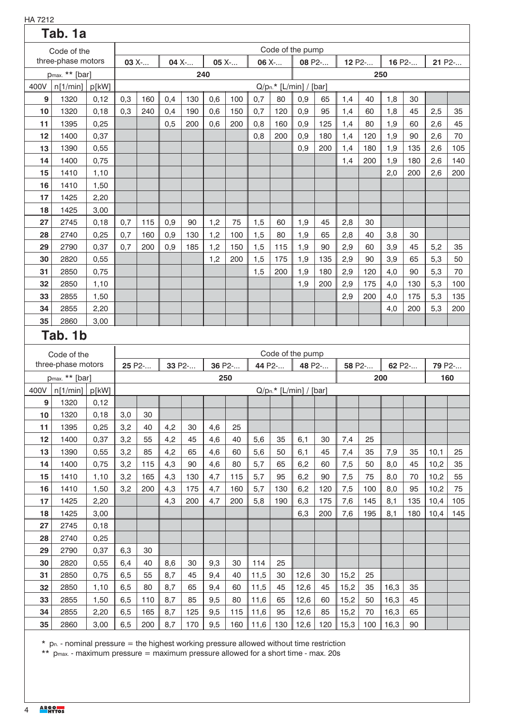## Tab. 1a

| Code of the three-phase motors | | | Code of the pump | | | | | | | | | | | | | | | |
|---|---|---|---|---|---|---|---|---|---|---|---|---|---|---|---|---|---|---|
| | | | **03** X-... | | **04** X-... | | **05** X-... | | **06** X-... | | **08** P2-... | | **12** P2-... | | **16** P2-... | | **21** P2-... | |
| $p_{max.}$ ** [bar] | | | 240 | | | | | | | | 250 | | | | | | | |
| 400V | n[1/min] | p[kW] | Q/$p_n$.* [L/min] / [bar] | | | | | | | | | | | | | | | |
| **9** | 1320 | 0,12 | 0,3 | 160 | 0,4 | 130 | 0,6 | 100 | 0,7 | 80 | 0,9 | 65 | 1,4 | 40 | 1,8 | 30 | | |
| **10** | 1320 | 0,18 | 0,3 | 240 | 0,4 | 190 | 0,6 | 150 | 0,7 | 120 | 0,9 | 95 | 1,4 | 60 | 1,8 | 45 | 2,5 | 35 |
| **11** | 1395 | 0,25 | | | 0,5 | 200 | 0,6 | 200 | 0,8 | 160 | 0,9 | 125 | 1,4 | 80 | 1,9 | 60 | 2,6 | 45 |
| **12** | 1400 | 0,37 | | | | | | | 0,8 | 200 | 0,9 | 180 | 1,4 | 120 | 1,9 | 90 | 2,6 | 70 |
| **13** | 1390 | 0,55 | | | | | | | | | 0,9 | 200 | 1,4 | 180 | 1,9 | 135 | 2,6 | 105 |
| **14** | 1400 | 0,75 | | | | | | | | | | | 1,4 | 200 | 1,9 | 180 | 2,6 | 140 |
| **15** | 1410 | 1,10 | | | | | | | | | | | | | 2,0 | 200 | 2,6 | 200 |
| **16** | 1410 | 1,50 | | | | | | | | | | | | | | | | |
| **17** | 1425 | 2,20 | | | | | | | | | | | | | | | | |
| **18** | 1425 | 3,00 | | | | | | | | | | | | | | | | |
| **27** | 2745 | 0,18 | 0,7 | 115 | 0,9 | 90 | 1,2 | 75 | 1,5 | 60 | 1,9 | 45 | 2,8 | 30 | | | | |
| **28** | 2740 | 0,25 | 0,7 | 160 | 0,9 | 130 | 1,2 | 100 | 1,5 | 80 | 1,9 | 65 | 2,8 | 40 | 3,8 | 30 | | |
| **29** | 2790 | 0,37 | 0,7 | 200 | 0,9 | 185 | 1,2 | 150 | 1,5 | 115 | 1,9 | 90 | 2,9 | 60 | 3,9 | 45 | 5,2 | 35 |
| **30** | 2820 | 0,55 | | | | | 1,2 | 200 | 1,5 | 175 | 1,9 | 135 | 2,9 | 90 | 3,9 | 65 | 5,3 | 50 |
| **31** | 2850 | 0,75 | | | | | | | 1,5 | 200 | 1,9 | 180 | 2,9 | 120 | 4,0 | 90 | 5,3 | 70 |
| **32** | 2850 | 1,10 | | | | | | | | | 1,9 | 200 | 2,9 | 175 | 4,0 | 130 | 5,3 | 100 |
| **33** | 2855 | 1,50 | | | | | | | | | | | 2,9 | 200 | 4,0 | 175 | 5,3 | 135 |
| **34** | 2855 | 2,20 | | | | | | | | | | | | | 4,0 | 200 | 5,3 | 200 |
| **35** | 2860 | 3,00 | | | | | | | | | | | | | | | | |

## Tab. 1b

| Code of the three-phase motors | | | Code of the pump | | | | | | | | | | | | | | | |
|---|---|---|---|---|---|---|---|---|---|---|---|---|---|---|---|---|---|---|
| | | | **25** P2-... | | **33** P2-... | | **36** P2-... | | **44** P2-... | | **48** P2-... | | **58** P2-... | | **62** P2-... | | **79** P2-... | |
| $p_{max.}$ ** [bar] | | | 250 | | | | | | | | | | 200 | | | | 160 | |
| 400V | n[1/min] | p[kW] | Q/$p_n$.* [L/min] / [bar] | | | | | | | | | | | | | | | |
| **9** | 1320 | 0,12 | | | | | | | | | | | | | | | | |
| **10** | 1320 | 0,18 | 3,0 | 30 | | | | | | | | | | | | | | |
| **11** | 1395 | 0,25 | 3,2 | 40 | 4,2 | 30 | 4,6 | 25 | | | | | | | | | | |
| **12** | 1400 | 0,37 | 3,2 | 55 | 4,2 | 45 | 4,6 | 40 | 5,6 | 35 | 6,1 | 30 | 7,4 | 25 | | | | |
| **13** | 1390 | 0,55 | 3,2 | 85 | 4,2 | 65 | 4,6 | 60 | 5,6 | 50 | 6,1 | 45 | 7,4 | 35 | 7,9 | 35 | 10,1 | 25 |
| **14** | 1400 | 0,75 | 3,2 | 115 | 4,3 | 90 | 4,6 | 80 | 5,7 | 65 | 6,2 | 60 | 7,5 | 50 | 8,0 | 45 | 10,2 | 35 |
| **15** | 1410 | 1,10 | 3,2 | 165 | 4,3 | 130 | 4,7 | 115 | 5,7 | 95 | 6,2 | 90 | 7,5 | 75 | 8,0 | 70 | 10,2 | 55 |
| **16** | 1410 | 1,50 | 3,2 | 200 | 4,3 | 175 | 4,7 | 160 | 5,7 | 130 | 6,2 | 120 | 7,5 | 100 | 8,0 | 95 | 10,2 | 75 |
| **17** | 1425 | 2,20 | | | 4,3 | 200 | 4,7 | 200 | 5,8 | 190 | 6,3 | 175 | 7,6 | 145 | 8,1 | 135 | 10,4 | 105 |
| **18** | 1425 | 3,00 | | | | | | | | | 6,3 | 200 | 7,6 | 195 | 8,1 | 180 | 10,4 | 145 |
| **27** | 2745 | 0,18 | | | | | | | | | | | | | | | | |
| **28** | 2740 | 0,25 | | | | | | | | | | | | | | | | |
| **29** | 2790 | 0,37 | 6,3 | 30 | | | | | | | | | | | | | | |
| **30** | 2820 | 0,55 | 6,4 | 40 | 8,6 | 30 | 9,3 | 30 | 114 | 25 | | | | | | | | |
| **31** | 2850 | 0,75 | 6,5 | 55 | 8,7 | 45 | 9,4 | 40 | 11,5 | 30 | 12,6 | 30 | 15,2 | 25 | | | | |
| **32** | 2850 | 1,10 | 6,5 | 80 | 8,7 | 65 | 9,4 | 60 | 11,5 | 45 | 12,6 | 45 | 15,2 | 35 | 16,3 | 35 | | |
| **33** | 2855 | 1,50 | 6,5 | 110 | 8,7 | 85 | 9,5 | 80 | 11,6 | 65 | 12,6 | 60 | 15,2 | 50 | 16,3 | 45 | | |
| **34** | 2855 | 2,20 | 6,5 | 165 | 8,7 | 125 | 9,5 | 115 | 11,6 | 95 | 12,6 | 85 | 15,2 | 70 | 16,3 | 65 | | |
| **35** | 2860 | 3,00 | 6,5 | 200 | 8,7 | 170 | 9,5 | 160 | 11,6 | 130 | 12,6 | 120 | 15,3 | 100 | 16,3 | 90 | | |

\* $p_n$. - nominal pressure = the highest working pressure allowed without time restriction

\*\* $p_{max.}$ - maximum pressure = maximum pressure allowed for a short time - max. 20s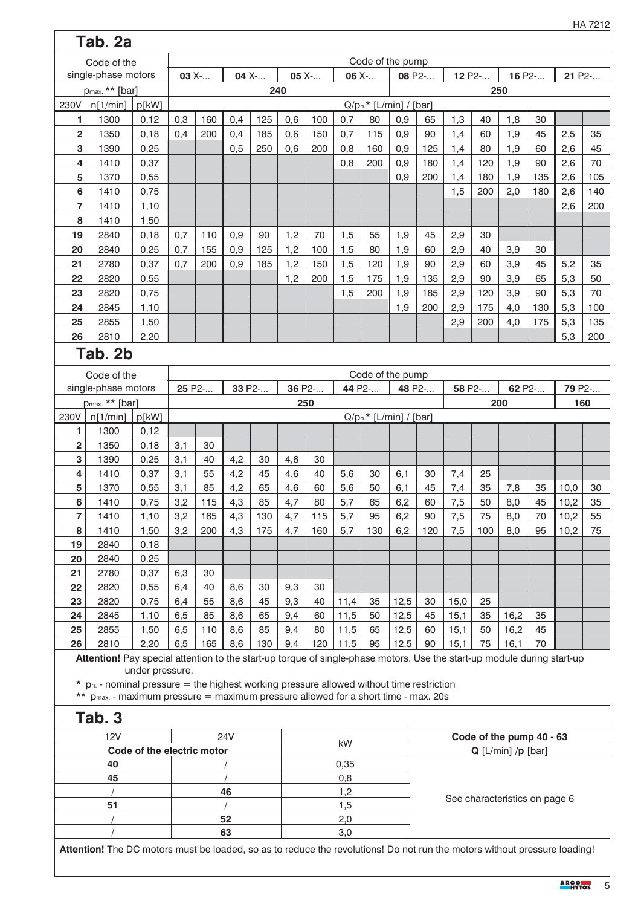## Tab. 2a

| Code of the single-phase motors | | | Code of the pump | | | | | | | | | | | | | | | |
|---|---|---|---|---|---|---|---|---|---|---|---|---|---|---|---|---|---|---|
| | | | **03** X-... | | **04** X-... | | **05** X-... | | **06** X-... | | **08** P2-... | | **12** P2-... | | **16** P2-... | | **21** P2-... | |
| $p_{max.}$ ** [bar] | | | 240 | | | | | | | | 250 | | | | | | | |
| 230V | n[1/min] | p[kW] | $Q/p_{n.}$* [L/min] / [bar] | | | | | | | | | | | | | | | |
| **1** | 1300 | 0,12 | 0,3 | 160 | 0,4 | 125 | 0,6 | 100 | 0,7 | 80 | 0,9 | 65 | 1,3 | 40 | 1,8 | 30 | | |
| **2** | 1350 | 0,18 | 0,4 | 200 | 0,4 | 185 | 0,6 | 150 | 0,7 | 115 | 0,9 | 90 | 1,4 | 60 | 1,9 | 45 | 2,5 | 35 |
| **3** | 1390 | 0,25 | | | 0,5 | 250 | 0,6 | 200 | 0,8 | 160 | 0,9 | 125 | 1,4 | 80 | 1,9 | 60 | 2,6 | 45 |
| **4** | 1410 | 0,37 | | | | | | | 0,8 | 200 | 0,9 | 180 | 1,4 | 120 | 1,9 | 90 | 2,6 | 70 |
| **5** | 1370 | 0,55 | | | | | | | | | 0,9 | 200 | 1,4 | 180 | 1,9 | 135 | 2,6 | 105 |
| **6** | 1410 | 0,75 | | | | | | | | | | | 1,5 | 200 | 2,0 | 180 | 2,6 | 140 |
| **7** | 1410 | 1,10 | | | | | | | | | | | | | | | 2,6 | 200 |
| **8** | 1410 | 1,50 | | | | | | | | | | | | | | | | |
| **19** | 2840 | 0,18 | 0,7 | 110 | 0,9 | 90 | 1,2 | 70 | 1,5 | 55 | 1,9 | 45 | 2,9 | 30 | | | | |
| **20** | 2840 | 0,25 | 0,7 | 155 | 0,9 | 125 | 1,2 | 100 | 1,5 | 80 | 1,9 | 60 | 2,9 | 40 | 3,9 | 30 | | |
| **21** | 2780 | 0,37 | 0,7 | 200 | 0,9 | 185 | 1,2 | 150 | 1,5 | 120 | 1,9 | 90 | 2,9 | 60 | 3,9 | 45 | 5,2 | 35 |
| **22** | 2820 | 0,55 | | | | | 1,2 | 200 | 1,5 | 175 | 1,9 | 135 | 2,9 | 90 | 3,9 | 65 | 5,3 | 50 |
| **23** | 2820 | 0,75 | | | | | | | 1,5 | 200 | 1,9 | 185 | 2,9 | 120 | 3,9 | 90 | 5,3 | 70 |
| **24** | 2845 | 1,10 | | | | | | | | | 1,9 | 200 | 2,9 | 175 | 4,0 | 130 | 5,3 | 100 |
| **25** | 2855 | 1,50 | | | | | | | | | | | 2,9 | 200 | 4,0 | 175 | 5,3 | 135 |
| **26** | 2810 | 2,20 | | | | | | | | | | | | | | | 5,3 | 200 |

## Tab. 2b

| Code of the single-phase motors | | | Code of the pump | | | | | | | | | | | | | | | |
|---|---|---|---|---|---|---|---|---|---|---|---|---|---|---|---|---|---|---|
| | | | **25** P2-... | | **33** P2-... | | **36** P2-... | | **44** P2-... | | **48** P2-... | | **58** P2-... | | **62** P2-... | | **79** P2-... | |
| $p_{max.}$ ** [bar] | | | 250 | | | | | | | | | | 200 | | | | 160 | |
| 230V | n[1/min] | p[kW] | $Q/p_{n.}$* [L/min] / [bar] | | | | | | | | | | | | | | | |
| **1** | 1300 | 0,12 | | | | | | | | | | | | | | | | |
| **2** | 1350 | 0,18 | 3,1 | 30 | | | | | | | | | | | | | | |
| **3** | 1390 | 0,25 | 3,1 | 40 | 4,2 | 30 | 4,6 | 30 | | | | | | | | | | |
| **4** | 1410 | 0,37 | 3,1 | 55 | 4,2 | 45 | 4,6 | 40 | 5,6 | 30 | 6,1 | 30 | 7,4 | 25 | | | | |
| **5** | 1370 | 0,55 | 3,1 | 85 | 4,2 | 65 | 4,6 | 60 | 5,6 | 50 | 6,1 | 45 | 7,4 | 35 | 7,8 | 35 | 10,0 | 30 |
| **6** | 1410 | 0,75 | 3,2 | 115 | 4,3 | 85 | 4,7 | 80 | 5,7 | 65 | 6,2 | 60 | 7,5 | 50 | 8,0 | 45 | 10,2 | 35 |
| **7** | 1410 | 1,10 | 3,2 | 165 | 4,3 | 130 | 4,7 | 115 | 5,7 | 95 | 6,2 | 90 | 7,5 | 75 | 8,0 | 70 | 10,2 | 55 |
| **8** | 1410 | 1,50 | 3,2 | 200 | 4,3 | 175 | 4,7 | 160 | 5,7 | 130 | 6,2 | 120 | 7,5 | 100 | 8,0 | 95 | 10,2 | 75 |
| **19** | 2840 | 0,18 | | | | | | | | | | | | | | | | |
| **20** | 2840 | 0,25 | | | | | | | | | | | | | | | | |
| **21** | 2780 | 0,37 | 6,3 | 30 | | | | | | | | | | | | | | |
| **22** | 2820 | 0,55 | 6,4 | 40 | 8,6 | 30 | 9,3 | 30 | | | | | | | | | | |
| **23** | 2820 | 0,75 | 6,4 | 55 | 8,6 | 45 | 9,3 | 40 | 11,4 | 35 | 12,5 | 30 | 15,0 | 25 | | | | |
| **24** | 2845 | 1,10 | 6,5 | 85 | 8,6 | 65 | 9,4 | 60 | 11,5 | 50 | 12,5 | 45 | 15,1 | 35 | 16,2 | 35 | | |
| **25** | 2855 | 1,50 | 6,5 | 110 | 8,6 | 85 | 9,4 | 80 | 11,5 | 65 | 12,5 | 60 | 15,1 | 50 | 16,2 | 45 | | |
| **26** | 2810 | 2,20 | 6,5 | 165 | 8,6 | 130 | 9,4 | 120 | 11,5 | 95 | 12,5 | 90 | 15,1 | 75 | 16,1 | 70 | | |

**Attention!** Pay special attention to the start-up torque of single-phase motors. Use the start-up module during start-up under pressure.

\* $p_{n.}$ - nominal pressure = the highest working pressure allowed without time restriction

\** $p_{max.}$ - maximum pressure = maximum pressure allowed for a short time - max. 20s

## Tab. 3

| 12V | 24V | kW | Code of the pump 40 - 63 |
|---|---|---|---|
| **Code of the electric motor** | | | **Q** [L/min] /**p** [bar] |
| **40** | / | 0,35 | See characteristics on page 6 |
| **45** | / | 0,8 | |
| / | **46** | 1,2 | |
| **51** | / | 1,5 | |
| / | **52** | 2,0 | |
| / | **63** | 3,0 | |

**Attention!** The DC motors must be loaded, so as to reduce the revolutions! Do not run the motors without pressure loading!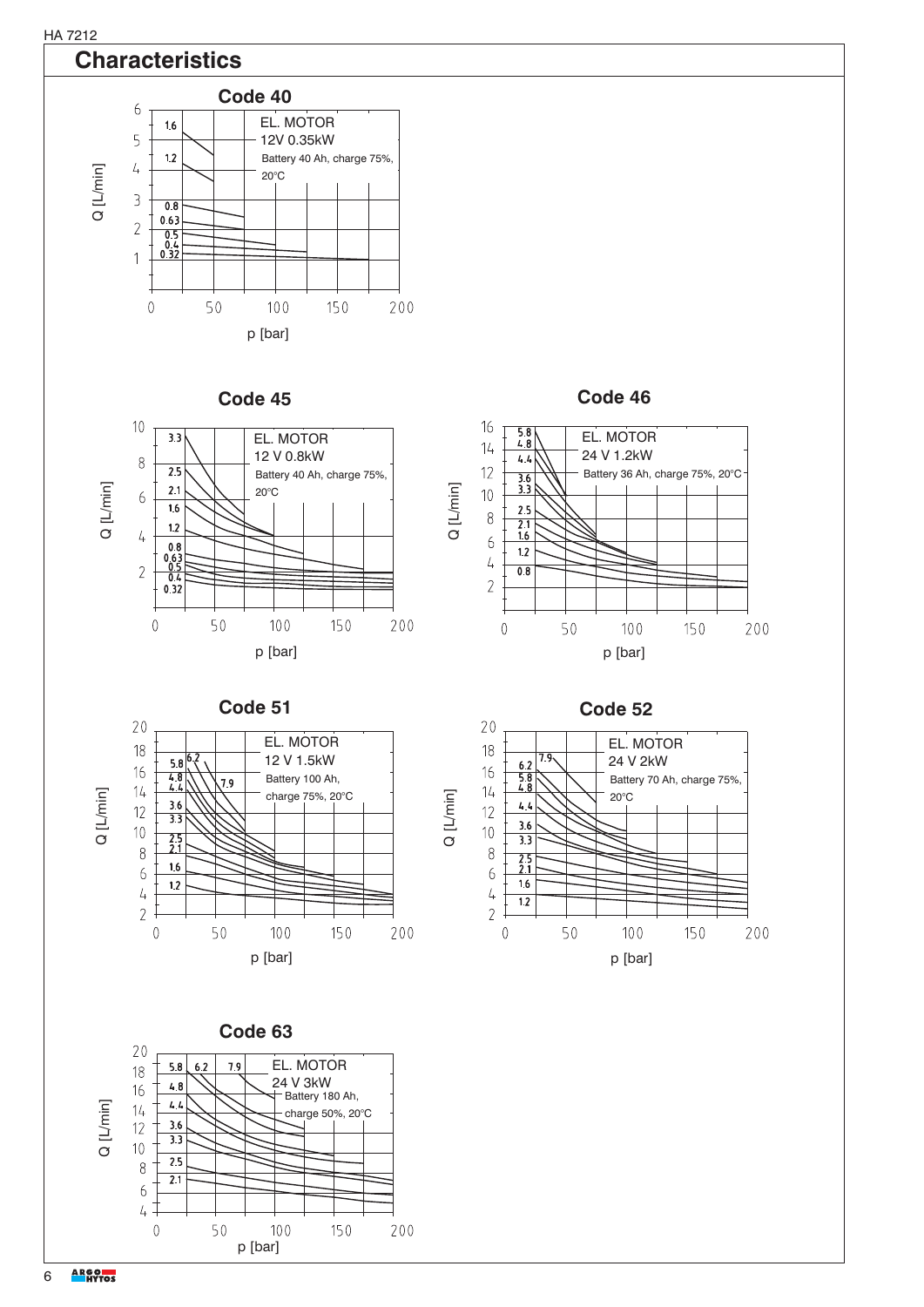## Characteristics

### Code 40

Q [L/min]

EL. MOTOR
12V 0.35kW
Battery 40 Ah, charge 75%, 20°C

1.6, 1.2, 0.8, 0.63, 0.5, 0.4, 0.32

p [bar]

### Code 45

Q [L/min]

EL. MOTOR
12 V 0.8kW
Battery 40 Ah, charge 75%, 20°C

3.3, 2.5, 2.1, 1.6, 1.2, 0.8, 0.63, 0.5, 0.4, 0.32

p [bar]

### Code 46

Q [L/min]

EL. MOTOR
24 V 1.2kW
Battery 36 Ah, charge 75%, 20°C

5.8, 4.8, 4.4, 3.6, 3.3, 2.5, 2.1, 1.6, 1.2, 0.8

p [bar]

### Code 51

Q [L/min]

EL. MOTOR
12 V 1.5kW
Battery 100 Ah, charge 75%, 20°C

5.8, 6.2, 4.8, 4.4, 7.9, 3.6, 3.3, 2.5, 2.1, 1.6, 1.2

p [bar]

### Code 52

Q [L/min]

EL. MOTOR
24 V 2kW
Battery 70 Ah, charge 75%, 20°C

7.9, 6.2, 5.8, 4.8, 4.4, 3.6, 3.3, 2.5, 2.1, 1.6, 1.2

p [bar]

### Code 63

Q [L/min]

EL. MOTOR
24 V 3kW
Battery 180 Ah, charge 50%, 20°C

5.8, 6.2, 7.9, 4.8, 4.4, 3.6, 3.3, 2.5, 2.1

p [bar]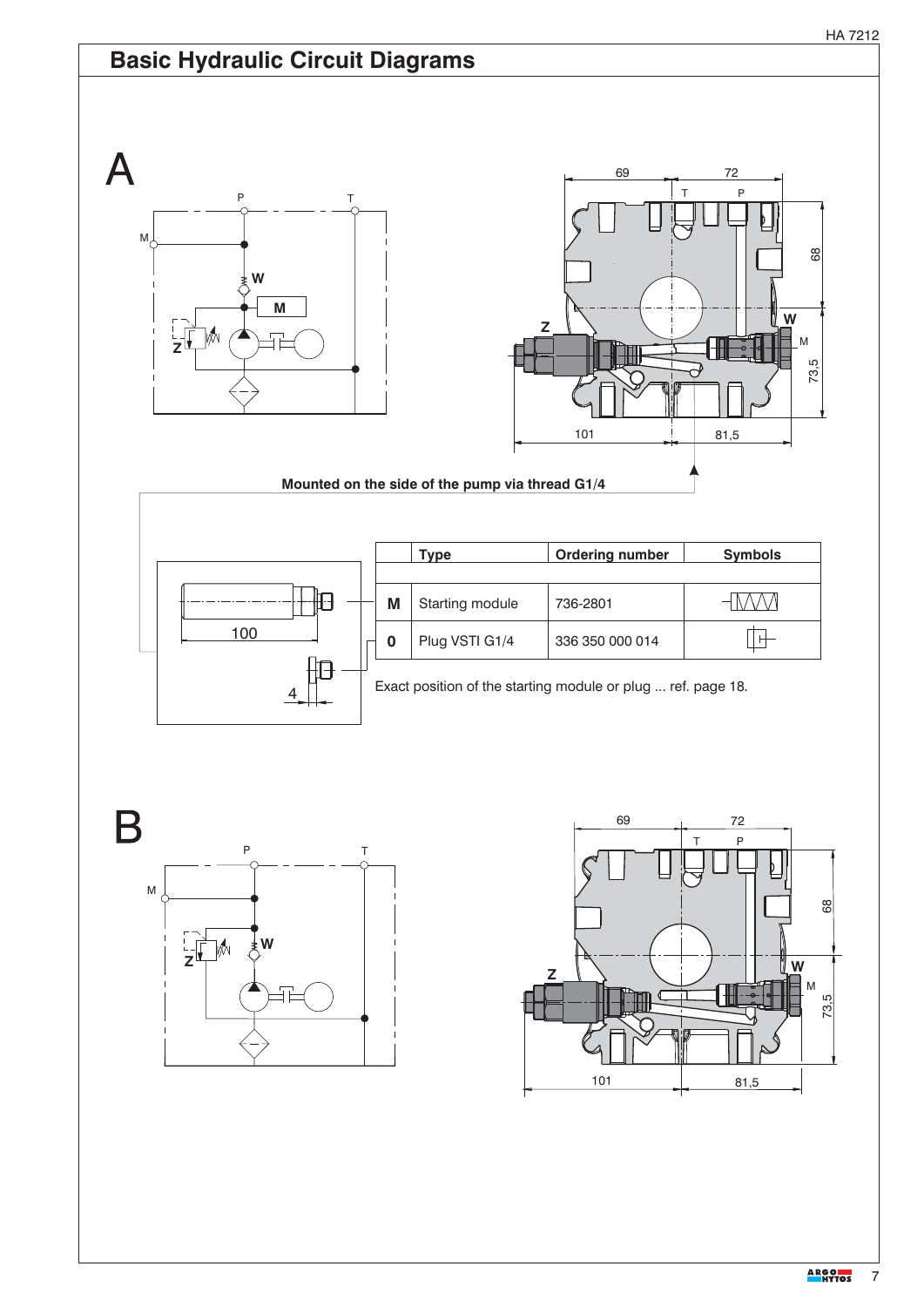## Basic Hydraulic Circuit Diagrams

A

Mounted on the side of the pump via thread G1/4

| | Type | Ordering number | Symbols |
|---|---|---|---|
| M | Starting module | 736-2801 | |
| 0 | Plug VSTI G1/4 | 336 350 000 014 | |

Exact position of the starting module or plug ... ref. page 18.

B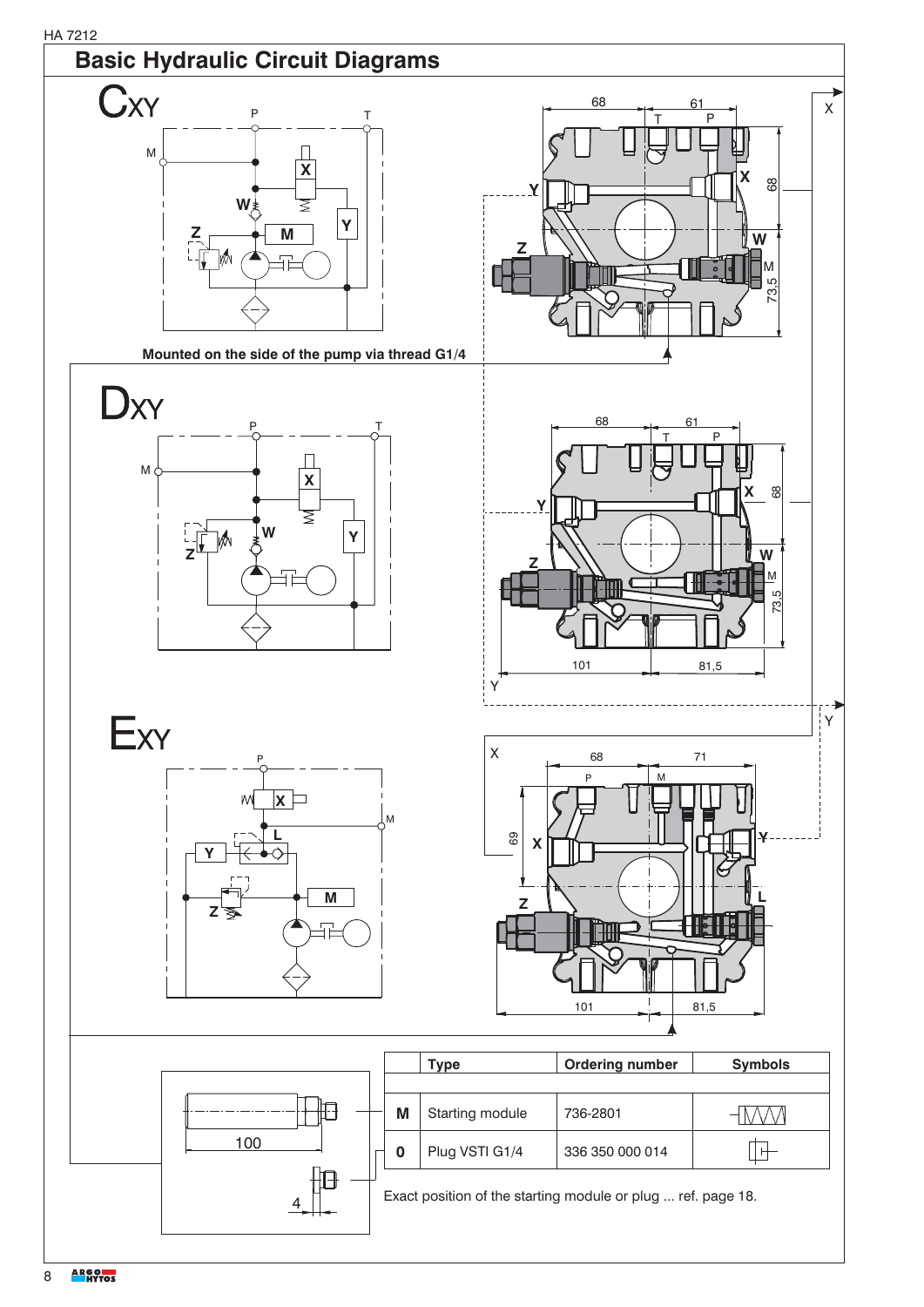## Basic Hydraulic Circuit Diagrams

### CXY

Mounted on the side of the pump via thread G1/4

### DXY

### EXY

| | Type | Ordering number | Symbols |
|---|---|---|---|
| M | Starting module | 736-2801 | |
| 0 | Plug VSTI G1/4 | 336 350 000 014 | |

Exact position of the starting module or plug ... ref. page 18.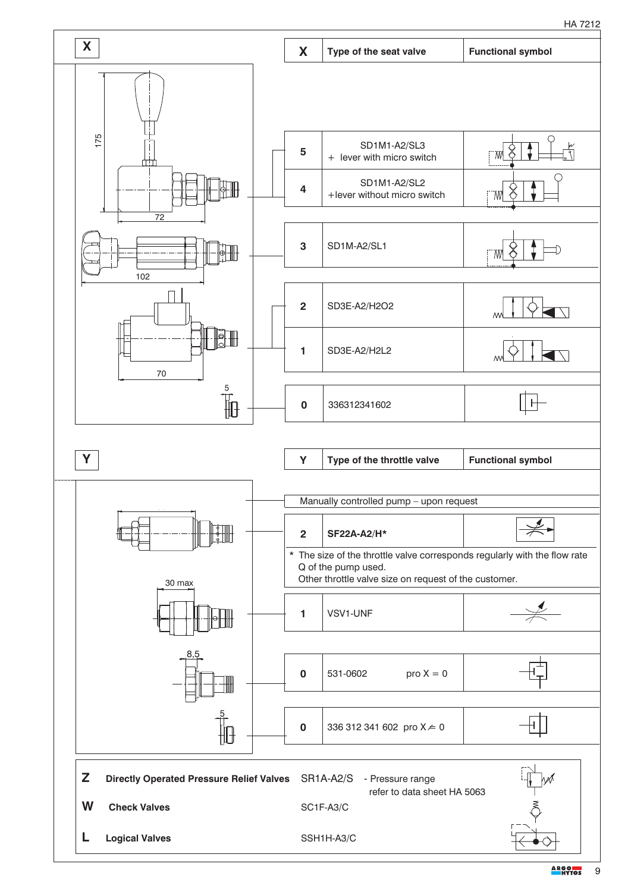## X

| X | Type of the seat valve | Functional symbol |
|---|---|---|
| 5 | SD1M1-A2/SL3 + lever with micro switch | |
| 4 | SD1M1-A2/SL2 +lever without micro switch | |
| 3 | SD1M-A2/SL1 | |
| 2 | SD3E-A2/H2O2 | |
| 1 | SD3E-A2/H2L2 | |
| 0 | 336312341602 | |

175

72

102

70

5

## Y

| Y | Type of the throttle valve | Functional symbol |
|---|---|---|
| | Manually controlled pump – upon request | |
| 2 | **SF22A-A2/H*** | |
| 1 | VSV1-UNF | |
| 0 | 531-0602 pro X = 0 | |
| 0 | 336 312 341 602 pro X ≠ 0 | |

\* The size of the throttle valve corresponds regularly with the flow rate Q of the pump used.
Other throttle valve size on request of the customer.

30 max

8,5

5

| | | | |
|---|---|---|---|
| **Z** | **Directly Operated Pressure Relief Valves** | SR1A-A2/S | - Pressure range refer to data sheet HA 5063 |
| **W** | **Check Valves** | SC1F-A3/C | |
| **L** | **Logical Valves** | SSH1H-A3/C | |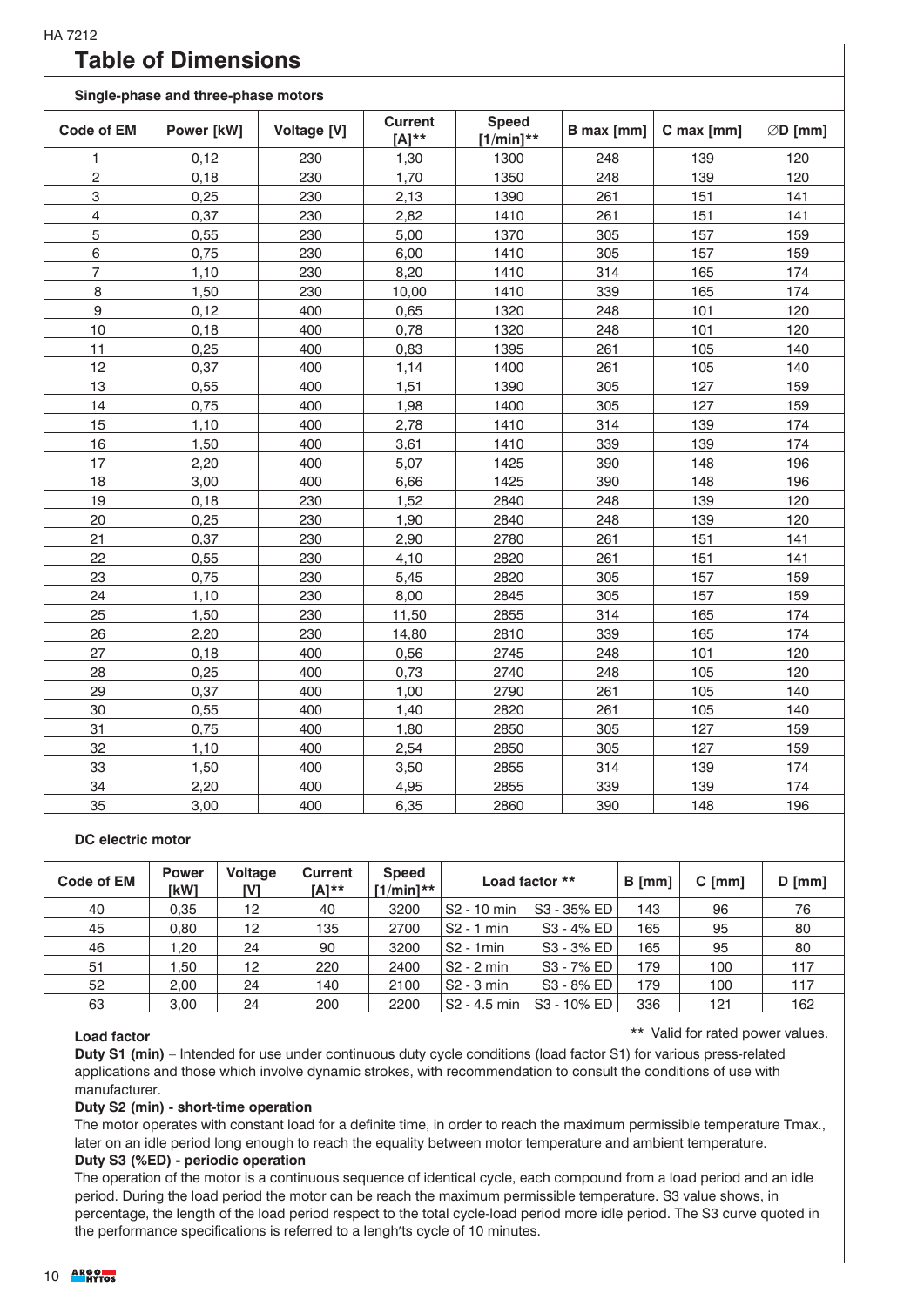# Table of Dimensions

### Single-phase and three-phase motors

| Code of EM | Power [kW] | Voltage [V] | Current [A]** | Speed [1/min]** | B max [mm] | C max [mm] | ∅D [mm] |
|---|---|---|---|---|---|---|---|
| 1 | 0,12 | 230 | 1,30 | 1300 | 248 | 139 | 120 |
| 2 | 0,18 | 230 | 1,70 | 1350 | 248 | 139 | 120 |
| 3 | 0,25 | 230 | 2,13 | 1390 | 261 | 151 | 141 |
| 4 | 0,37 | 230 | 2,82 | 1410 | 261 | 151 | 141 |
| 5 | 0,55 | 230 | 5,00 | 1370 | 305 | 157 | 159 |
| 6 | 0,75 | 230 | 6,00 | 1410 | 305 | 157 | 159 |
| 7 | 1,10 | 230 | 8,20 | 1410 | 314 | 165 | 174 |
| 8 | 1,50 | 230 | 10,00 | 1410 | 339 | 165 | 174 |
| 9 | 0,12 | 400 | 0,65 | 1320 | 248 | 101 | 120 |
| 10 | 0,18 | 400 | 0,78 | 1320 | 248 | 101 | 120 |
| 11 | 0,25 | 400 | 0,83 | 1395 | 261 | 105 | 140 |
| 12 | 0,37 | 400 | 1,14 | 1400 | 261 | 105 | 140 |
| 13 | 0,55 | 400 | 1,51 | 1390 | 305 | 127 | 159 |
| 14 | 0,75 | 400 | 1,98 | 1400 | 305 | 127 | 159 |
| 15 | 1,10 | 400 | 2,78 | 1410 | 314 | 139 | 174 |
| 16 | 1,50 | 400 | 3,61 | 1410 | 339 | 139 | 174 |
| 17 | 2,20 | 400 | 5,07 | 1425 | 390 | 148 | 196 |
| 18 | 3,00 | 400 | 6,66 | 1425 | 390 | 148 | 196 |
| 19 | 0,18 | 230 | 1,52 | 2840 | 248 | 139 | 120 |
| 20 | 0,25 | 230 | 1,90 | 2840 | 248 | 139 | 120 |
| 21 | 0,37 | 230 | 2,90 | 2780 | 261 | 151 | 141 |
| 22 | 0,55 | 230 | 4,10 | 2820 | 261 | 151 | 141 |
| 23 | 0,75 | 230 | 5,45 | 2820 | 305 | 157 | 159 |
| 24 | 1,10 | 230 | 8,00 | 2845 | 305 | 157 | 159 |
| 25 | 1,50 | 230 | 11,50 | 2855 | 314 | 165 | 174 |
| 26 | 2,20 | 230 | 14,80 | 2810 | 339 | 165 | 174 |
| 27 | 0,18 | 400 | 0,56 | 2745 | 248 | 101 | 120 |
| 28 | 0,25 | 400 | 0,73 | 2740 | 248 | 105 | 120 |
| 29 | 0,37 | 400 | 1,00 | 2790 | 261 | 105 | 140 |
| 30 | 0,55 | 400 | 1,40 | 2820 | 261 | 105 | 140 |
| 31 | 0,75 | 400 | 1,80 | 2850 | 305 | 127 | 159 |
| 32 | 1,10 | 400 | 2,54 | 2850 | 305 | 127 | 159 |
| 33 | 1,50 | 400 | 3,50 | 2855 | 314 | 139 | 174 |
| 34 | 2,20 | 400 | 4,95 | 2855 | 339 | 139 | 174 |
| 35 | 3,00 | 400 | 6,35 | 2860 | 390 | 148 | 196 |

### DC electric motor

| Code of EM | Power [kW] | Voltage [V] | Current [A]** | Speed [1/min]** | Load factor ** | | B [mm] | C [mm] | D [mm] |
|---|---|---|---|---|---|---|---|---|---|
| 40 | 0,35 | 12 | 40 | 3200 | S2 - 10 min | S3 - 35% ED | 143 | 96 | 76 |
| 45 | 0,80 | 12 | 135 | 2700 | S2 - 1 min | S3 - 4% ED | 165 | 95 | 80 |
| 46 | 1,20 | 24 | 90 | 3200 | S2 - 1min | S3 - 3% ED | 165 | 95 | 80 |
| 51 | 1,50 | 12 | 220 | 2400 | S2 - 2 min | S3 - 7% ED | 179 | 100 | 117 |
| 52 | 2,00 | 24 | 140 | 2100 | S2 - 3 min | S3 - 8% ED | 179 | 100 | 117 |
| 63 | 3,00 | 24 | 200 | 2200 | S2 - 4.5 min | S3 - 10% ED | 336 | 121 | 162 |

** Valid for rated power values.

**Load factor**

**Duty S1 (min)** – Intended for use under continuous duty cycle conditions (load factor S1) for various press-related applications and those which involve dynamic strokes, with recommendation to consult the conditions of use with manufacturer.

**Duty S2 (min) - short-time operation**

The motor operates with constant load for a definite time, in order to reach the maximum permissible temperature Tmax., later on an idle period long enough to reach the equality between motor temperature and ambient temperature.

**Duty S3 (%ED) - periodic operation**

The operation of the motor is a continuous sequence of identical cycle, each compound from a load period and an idle period. During the load period the motor can be reach the maximum permissible temperature. S3 value shows, in percentage, the length of the load period respect to the total cycle-load period more idle period. The S3 curve quoted in the performance specifications is referred to a lengh'ts cycle of 10 minutes.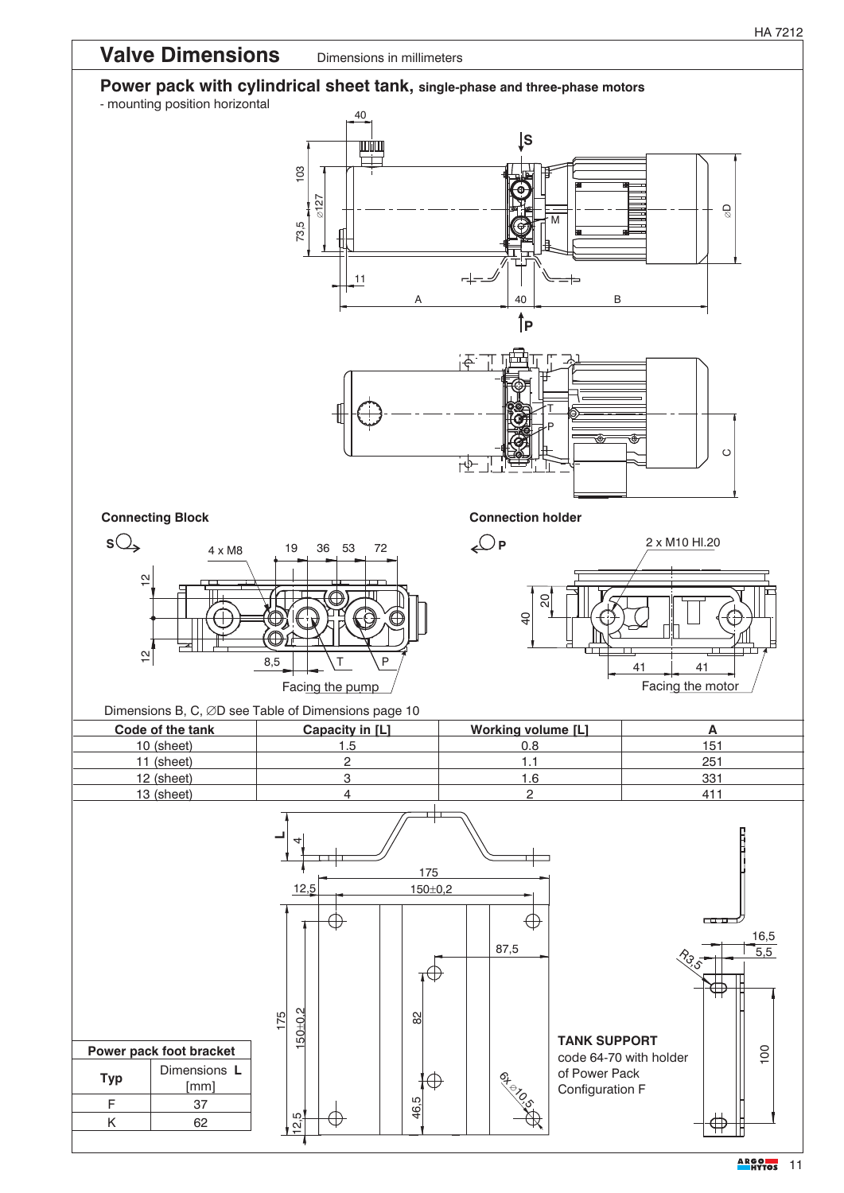# Valve Dimensions

Dimensions in millimeters

## Power pack with cylindrical sheet tank, single-phase and three-phase motors

- mounting position horizontal

**Connecting Block**

Facing the pump

**Connection holder**

Facing the motor

Dimensions B, C, ∅D see Table of Dimensions page 10

| Code of the tank | Capacity in [L] | Working volume [L] | A |
|---|---|---|---|
| 10 (sheet) | 1.5 | 0.8 | 151 |
| 11 (sheet) | 2 | 1.1 | 251 |
| 12 (sheet) | 3 | 1.6 | 331 |
| 13 (sheet) | 4 | 2 | 411 |

| Power pack foot bracket | |
|---|---|
| Typ | Dimensions **L** [mm] |
| F | 37 |
| K | 62 |

**TANK SUPPORT**
code 64-70 with holder of Power Pack Configuration F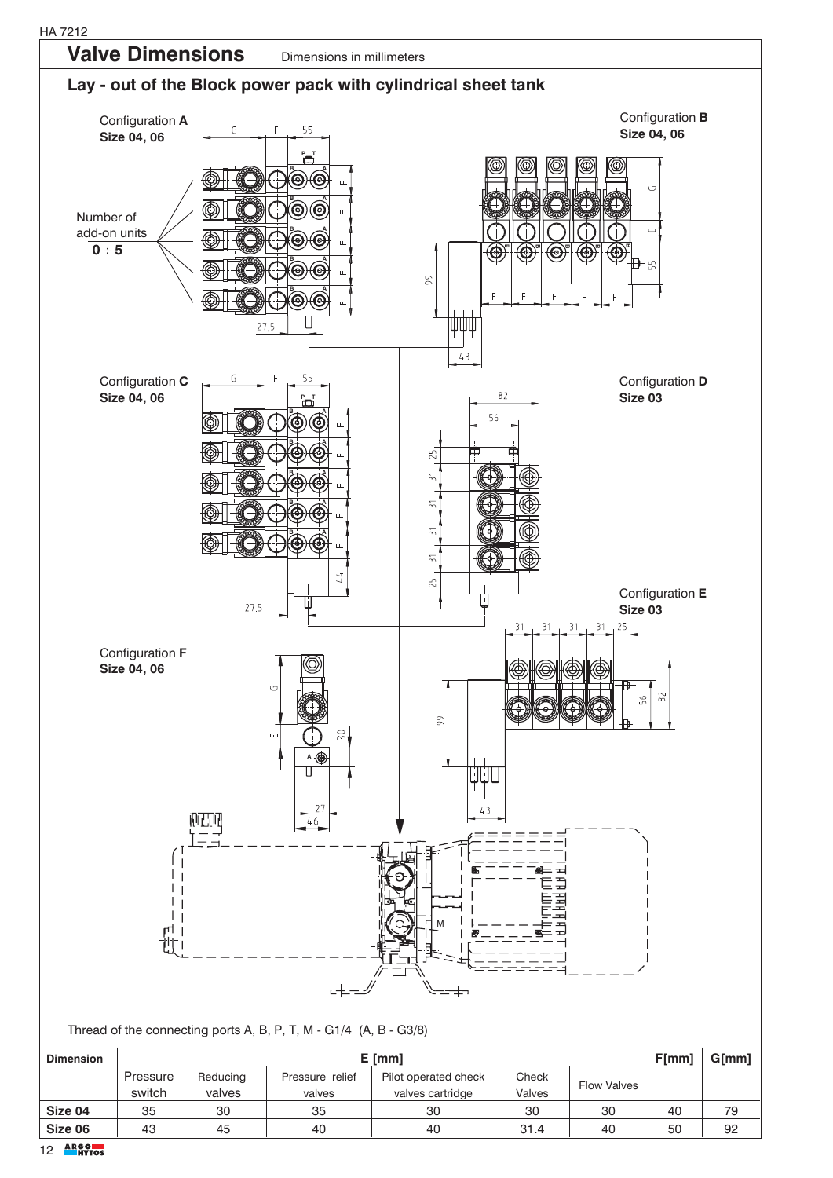## Valve Dimensions

Dimensions in millimeters

### Lay - out of the Block power pack with cylindrical sheet tank

Configuration **A**
**Size 04, 06**

Configuration **B**
**Size 04, 06**

Number of add-on units
**0 ÷ 5**

Configuration **C**
**Size 04, 06**

Configuration **D**
**Size 03**

Configuration **E**
**Size 03**

Configuration **F**
**Size 04, 06**

Thread of the connecting ports A, B, P, T, M - G1/4 (A, B - G3/8)

| Dimension | E [mm] | | | | | | F[mm] | G[mm] |
|---|---|---|---|---|---|---|---|---|
| | Pressure switch | Reducing valves | Pressure relief valves | Pilot operated check valves cartridge | Check Valves | Flow Valves | | |
| **Size 04** | 35 | 30 | 35 | 30 | 30 | 30 | 40 | 79 |
| **Size 06** | 43 | 45 | 40 | 40 | 31.4 | 40 | 50 | 92 |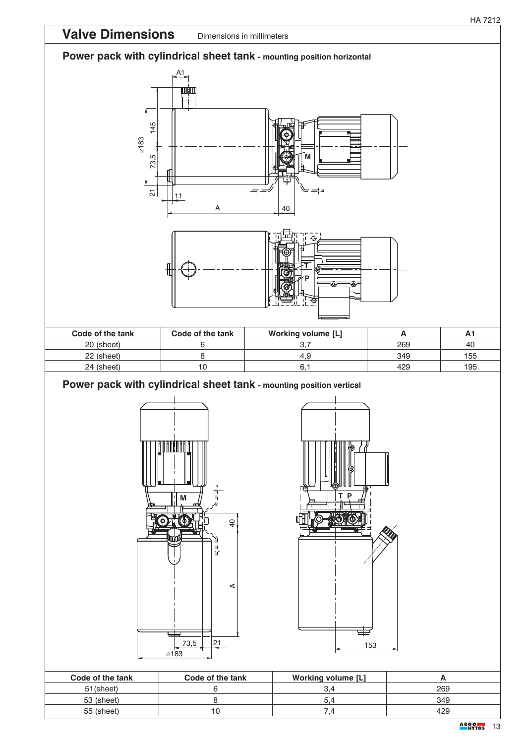# Valve Dimensions

Dimensions in millimeters

## Power pack with cylindrical sheet tank - mounting position horizontal

| Code of the tank | Code of the tank | Working volume [L] | A | A1 |
|---|---|---|---|---|
| 20 (sheet) | 6 | 3,7 | 269 | 40 |
| 22 (sheet) | 8 | 4,9 | 349 | 155 |
| 24 (sheet) | 10 | 6,1 | 429 | 195 |

## Power pack with cylindrical sheet tank - mounting position vertical

| Code of the tank | Code of the tank | Working volume [L] | A |
|---|---|---|---|
| 51(sheet) | 6 | 3,4 | 269 |
| 53 (sheet) | 8 | 5,4 | 349 |
| 55 (sheet) | 10 | 7,4 | 429 |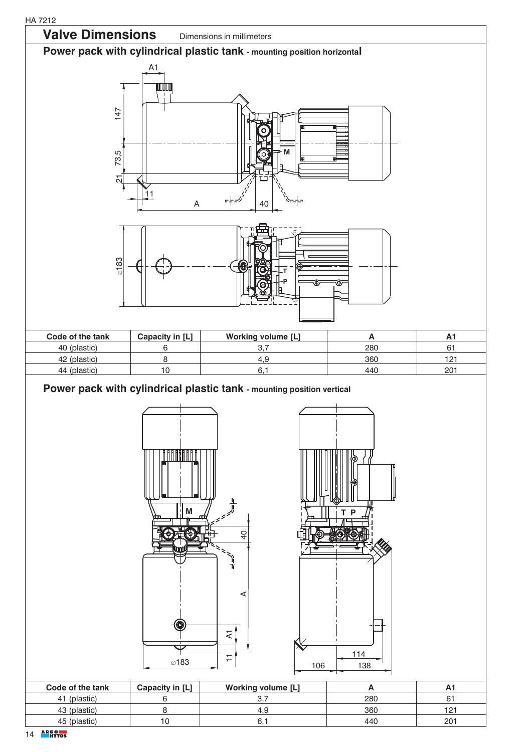## Valve Dimensions

Dimensions in millimeters

### Power pack with cylindrical plastic tank - mounting position horizontal

| Code of the tank | Capacity in [L] | Working volume [L] | A | A1 |
|---|---|---|---|---|
| 40 (plastic) | 6 | 3,7 | 280 | 61 |
| 42 (plastic) | 8 | 4,9 | 360 | 121 |
| 44 (plastic) | 10 | 6,1 | 440 | 201 |

### Power pack with cylindrical plastic tank - mounting position vertical

| Code of the tank | Capacity in [L] | Working volume [L] | A | A1 |
|---|---|---|---|---|
| 41 (plastic) | 6 | 3,7 | 280 | 61 |
| 43 (plastic) | 8 | 4,9 | 360 | 121 |
| 45 (plastic) | 10 | 6,1 | 440 | 201 |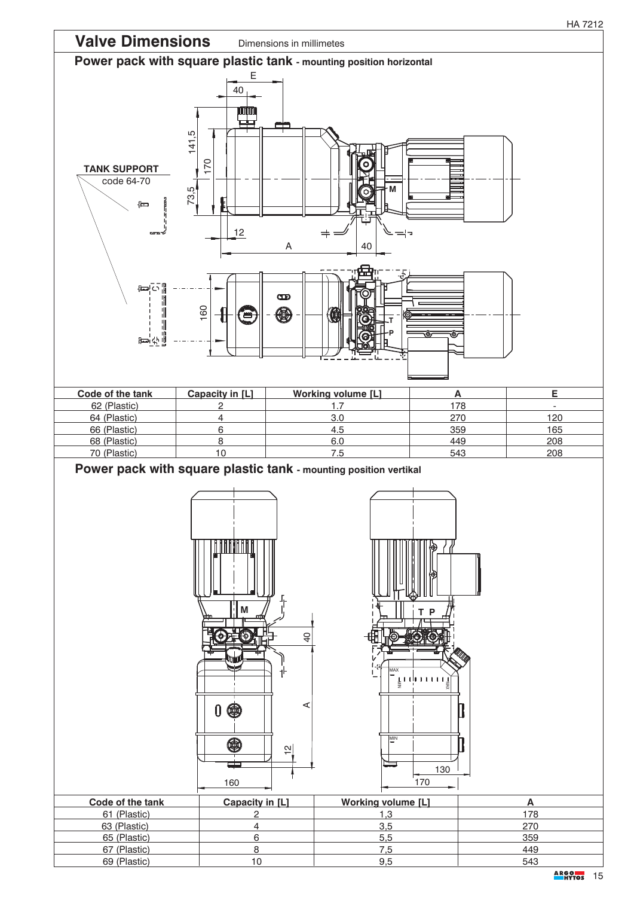# Valve Dimensions

Dimensions in millimetes

## Power pack with square plastic tank - mounting position horizontal

TANK SUPPORT
code 64-70

| Code of the tank | Capacity in [L] | Working volume [L] | A | E |
|---|---|---|---|---|
| 62 (Plastic) | 2 | 1.7 | 178 | - |
| 64 (Plastic) | 4 | 3.0 | 270 | 120 |
| 66 (Plastic) | 6 | 4.5 | 359 | 165 |
| 68 (Plastic) | 8 | 6.0 | 449 | 208 |
| 70 (Plastic) | 10 | 7.5 | 543 | 208 |

## Power pack with square plastic tank - mounting position vertikal

| Code of the tank | Capacity in [L] | Working volume [L] | A |
|---|---|---|---|
| 61 (Plastic) | 2 | 1,3 | 178 |
| 63 (Plastic) | 4 | 3,5 | 270 |
| 65 (Plastic) | 6 | 5,5 | 359 |
| 67 (Plastic) | 8 | 7,5 | 449 |
| 69 (Plastic) | 10 | 9,5 | 543 |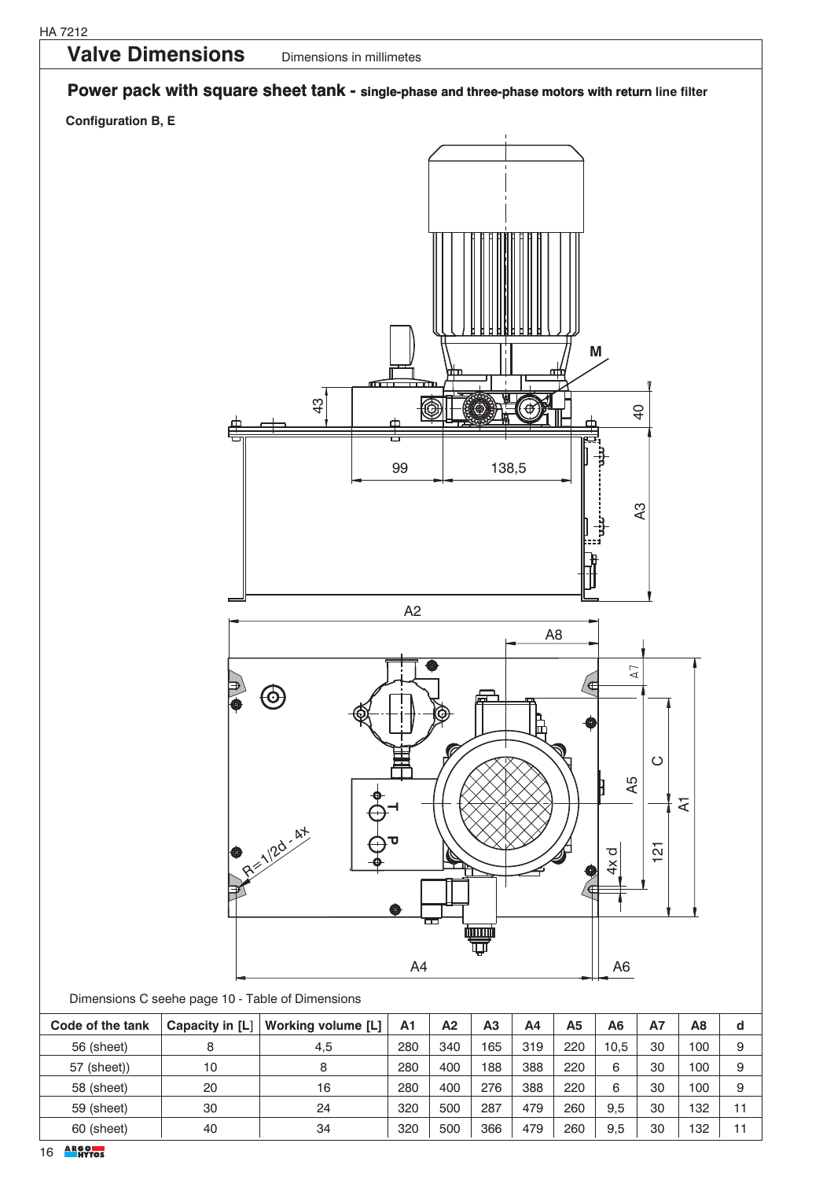## Valve Dimensions

Dimensions in millimetes

### Power pack with square sheet tank - single-phase and three-phase motors with return line filter

**Configuration B, E**

Dimensions C seehe page 10 - Table of Dimensions

| Code of the tank | Capacity in [L] | Working volume [L] | A1 | A2 | A3 | A4 | A5 | A6 | A7 | A8 | d |
|---|---|---|---|---|---|---|---|---|---|---|---|
| 56 (sheet) | 8 | 4,5 | 280 | 340 | 165 | 319 | 220 | 10,5 | 30 | 100 | 9 |
| 57 (sheet)) | 10 | 8 | 280 | 400 | 188 | 388 | 220 | 6 | 30 | 100 | 9 |
| 58 (sheet) | 20 | 16 | 280 | 400 | 276 | 388 | 220 | 6 | 30 | 100 | 9 |
| 59 (sheet) | 30 | 24 | 320 | 500 | 287 | 479 | 260 | 9,5 | 30 | 132 | 11 |
| 60 (sheet) | 40 | 34 | 320 | 500 | 366 | 479 | 260 | 9,5 | 30 | 132 | 11 |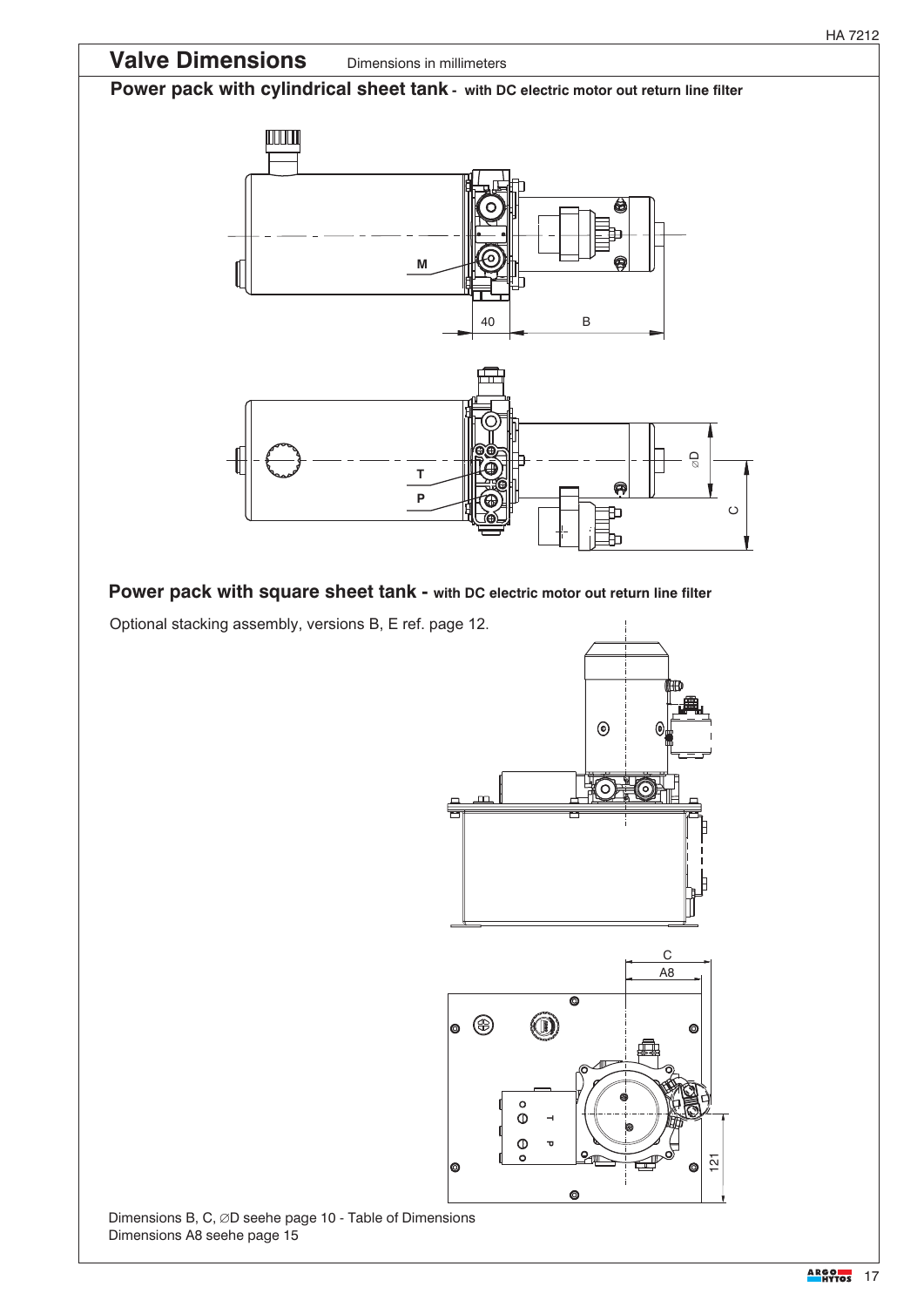# Valve Dimensions

Dimensions in millimeters

## Power pack with cylindrical sheet tank - with DC electric motor out return line filter

## Power pack with square sheet tank - with DC electric motor out return line filter

Optional stacking assembly, versions B, E ref. page 12.

Dimensions B, C, ∅D seehe page 10 - Table of Dimensions
Dimensions A8 seehe page 15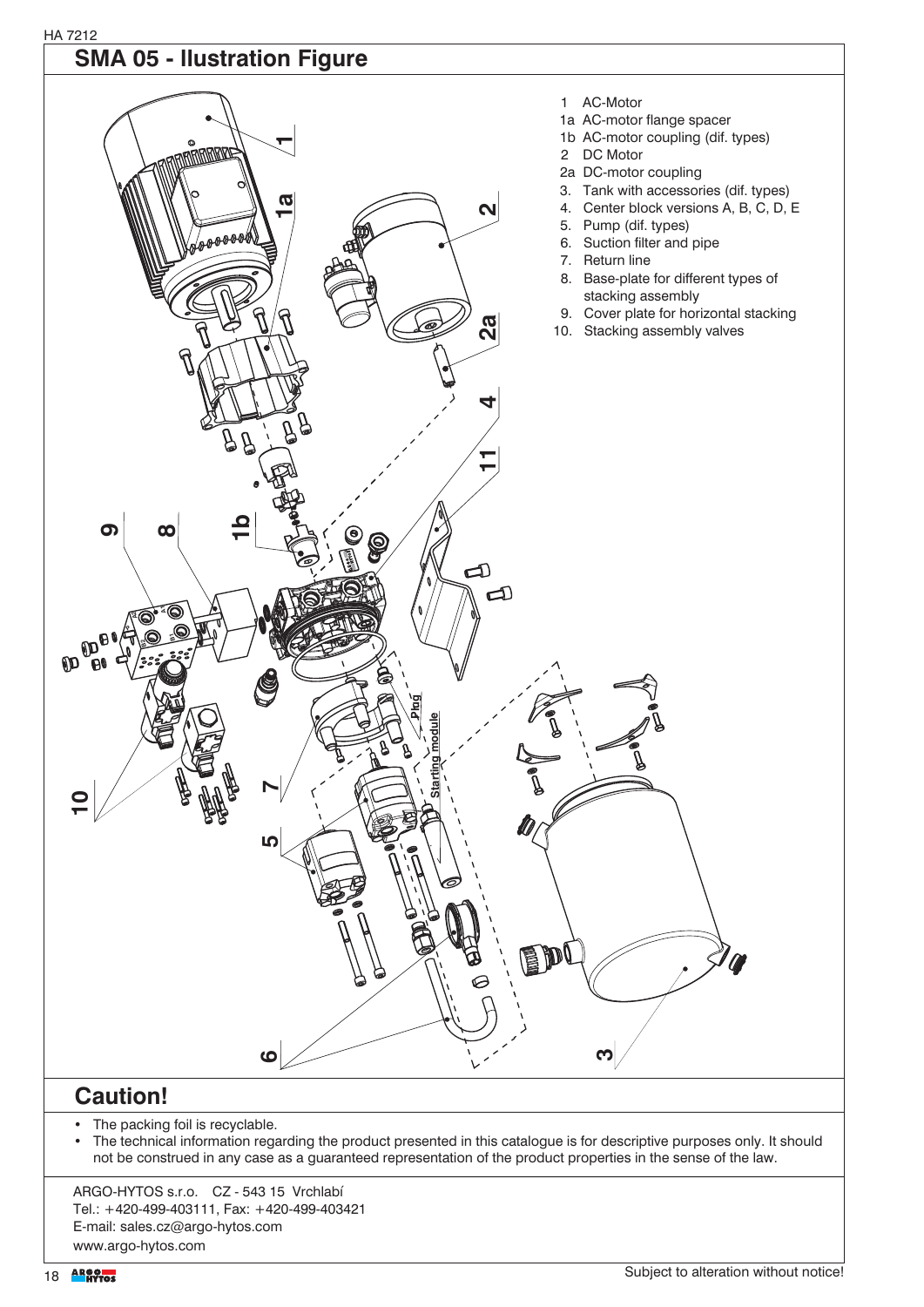## SMA 05 - Ilustration Figure

1 AC-Motor
1a AC-motor flange spacer
1b AC-motor coupling (dif. types)
2 DC Motor
2a DC-motor coupling
3. Tank with accessories (dif. types)
4. Center block versions A, B, C, D, E
5. Pump (dif. types)
6. Suction filter and pipe
7. Return line
8. Base-plate for different types of stacking assembly
9. Cover plate for horizontal stacking
10. Stacking assembly valves

1
1a
2
2a
4
11
9
8
1b
Plug
Starting module
7
10
5
6
3

## Caution!

- The packing foil is recyclable.
- The technical information regarding the product presented in this catalogue is for descriptive purposes only. It should not be construed in any case as a guaranteed representation of the product properties in the sense of the law.

ARGO-HYTOS s.r.o. CZ - 543 15 Vrchlabí
Tel.: +420-499-403111, Fax: +420-499-403421
E-mail: sales.cz@argo-hytos.com
www.argo-hytos.com

Subject to alteration without notice!